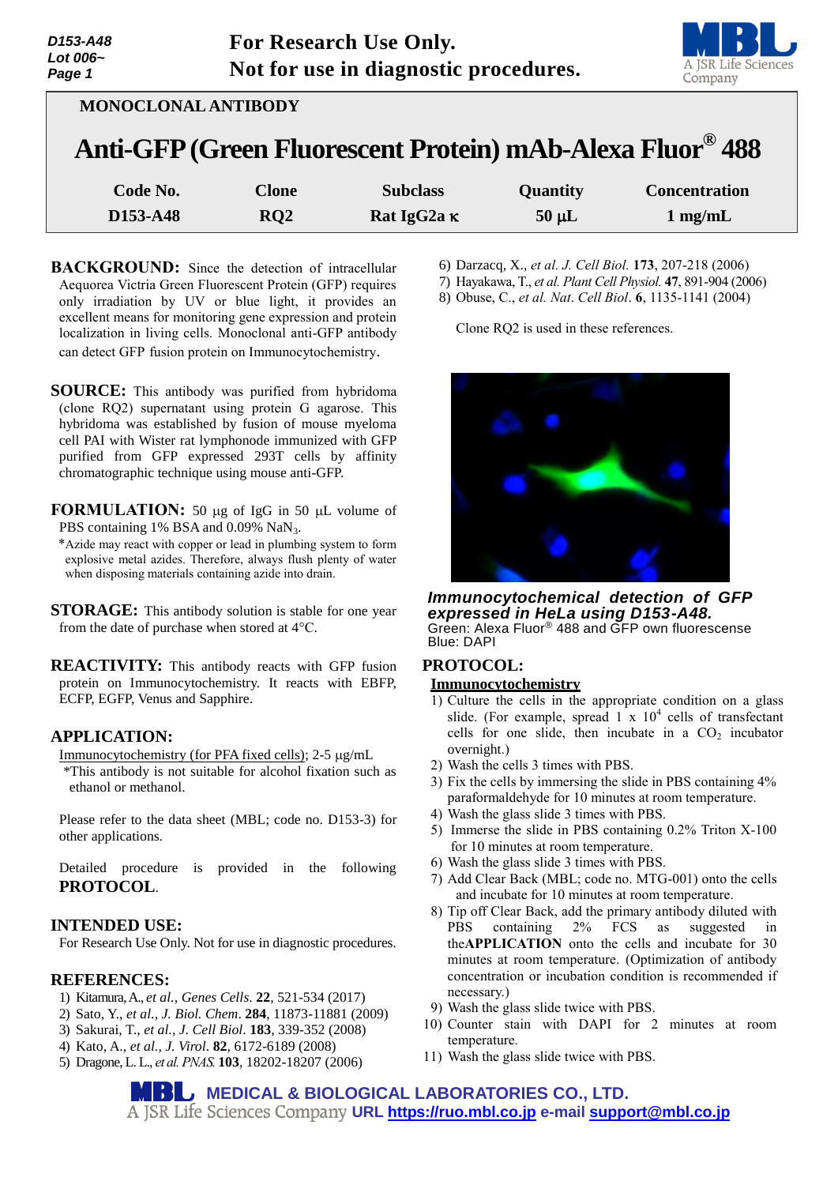**For Research Use Only.**
**Not for use in diagnostic procedures.**

**MONOCLONAL ANTIBODY**

# Anti-GFP (Green Fluorescent Protein) mAb-Alexa Fluor® 488

| Code No. | Clone | Subclass | Quantity | Concentration |
|---|---|---|---|---|
| D153-A48 | RQ2 | Rat IgG2a κ | 50 μL | 1 mg/mL |

**BACKGROUND:** Since the detection of intracellular Aequorea Victria Green Fluorescent Protein (GFP) requires only irradiation by UV or blue light, it provides an excellent means for monitoring gene expression and protein localization in living cells. Monoclonal anti-GFP antibody can detect GFP fusion protein on Immunocytochemistry.

**SOURCE:** This antibody was purified from hybridoma (clone RQ2) supernatant using protein G agarose. This hybridoma was established by fusion of mouse myeloma cell PAI with Wister rat lymphonode immunized with GFP purified from GFP expressed 293T cells by affinity chromatographic technique using mouse anti-GFP.

**FORMULATION:** 50 μg of IgG in 50 μL volume of PBS containing 1% BSA and 0.09% $NaN_3$.

*Azide may react with copper or lead in plumbing system to form explosive metal azides. Therefore, always flush plenty of water when disposing materials containing azide into drain.

**STORAGE:** This antibody solution is stable for one year from the date of purchase when stored at 4°C.

**REACTIVITY:** This antibody reacts with GFP fusion protein on Immunocytochemistry. It reacts with EBFP, ECFP, EGFP, Venus and Sapphire.

**APPLICATION:**

Immunocytochemistry (for PFA fixed cells); 2-5 μg/mL

*This antibody is not suitable for alcohol fixation such as ethanol or methanol.

Please refer to the data sheet (MBL; code no. D153-3) for other applications.

Detailed procedure is provided in the following **PROTOCOL**.

**INTENDED USE:**

For Research Use Only. Not for use in diagnostic procedures.

**REFERENCES:**

1) Kitamura, A., *et al., Genes Cells*. **22**, 521-534 (2017)
2) Sato, Y., *et al., J. Biol. Chem*. **284**, 11873-11881 (2009)
3) Sakurai, T., *et al., J. Cell Biol*. **183**, 339-352 (2008)
4) Kato, A., *et al., J. Virol*. **82**, 6172-6189 (2008)
5) Dragone, L. L., *et al. PNAS.* **103**, 18202-18207 (2006)
6) Darzacq, X., *et al. J. Cell Biol.* **173**, 207-218 (2006)
7) Hayakawa, T., *et al. Plant Cell Physiol.* **47**, 891-904 (2006)
8) Obuse, C., *et al. Nat. Cell Biol*. **6**, 1135-1141 (2004)

Clone RQ2 is used in these references.

***Immunocytochemical detection of GFP expressed in HeLa using D153-A48.***
Green: Alexa Fluor® 488 and GFP own fluorescense
Blue: DAPI

**PROTOCOL:**

**Immunocytochemistry**

1) Culture the cells in the appropriate condition on a glass slide. (For example, spread 1 x $10^4$ cells of transfectant cells for one slide, then incubate in a $CO_2$ incubator overnight.)
2) Wash the cells 3 times with PBS.
3) Fix the cells by immersing the slide in PBS containing 4% paraformaldehyde for 10 minutes at room temperature.
4) Wash the glass slide 3 times with PBS.
5) Immerse the slide in PBS containing 0.2% Triton X-100 for 10 minutes at room temperature.
6) Wash the glass slide 3 times with PBS.
7) Add Clear Back (MBL; code no. MTG-001) onto the cells and incubate for 10 minutes at room temperature.
8) Tip off Clear Back, add the primary antibody diluted with PBS containing 2% FCS as suggested in the **APPLICATION** onto the cells and incubate for 30 minutes at room temperature. (Optimization of antibody concentration or incubation condition is recommended if necessary.)
9) Wash the glass slide twice with PBS.
10) Counter stain with DAPI for 2 minutes at room temperature.
11) Wash the glass slide twice with PBS.

**MEDICAL & BIOLOGICAL LABORATORIES CO., LTD.**
A JSR Life Sciences Company **URL** https://ruo.mbl.co.jp **e-mail** support@mbl.co.jp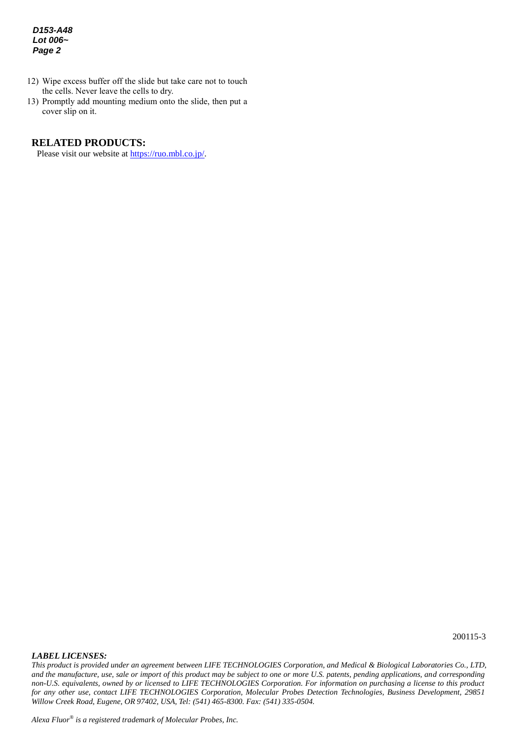12) Wipe excess buffer off the slide but take care not to touch the cells. Never leave the cells to dry.
13) Promptly add mounting medium onto the slide, then put a cover slip on it.

## RELATED PRODUCTS:

Please visit our website at [https://ruo.mbl.co.jp/](https://ruo.mbl.co.jp/).

200115-3

***LABEL LICENSES:***

*This product is provided under an agreement between LIFE TECHNOLOGIES Corporation, and Medical & Biological Laboratories Co., LTD, and the manufacture, use, sale or import of this product may be subject to one or more U.S. patents, pending applications, and corresponding non-U.S. equivalents, owned by or licensed to LIFE TECHNOLOGIES Corporation. For information on purchasing a license to this product for any other use, contact LIFE TECHNOLOGIES Corporation, Molecular Probes Detection Technologies, Business Development, 29851 Willow Creek Road, Eugene, OR 97402, USA, Tel: (541) 465-8300. Fax: (541) 335-0504.*

*Alexa Fluor® is a registered trademark of Molecular Probes, Inc.*